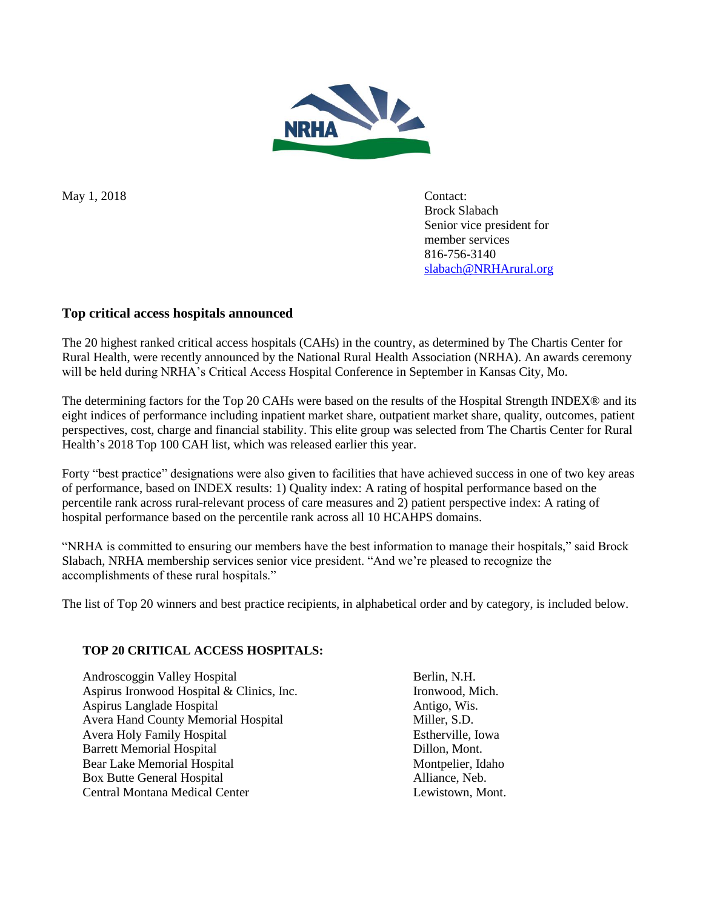May 1, 2018

Contact:
Brock Slabach
Senior vice president for member services
816-756-3140
slabach@NRHArural.org

## Top critical access hospitals announced

The 20 highest ranked critical access hospitals (CAHs) in the country, as determined by The Chartis Center for Rural Health, were recently announced by the National Rural Health Association (NRHA). An awards ceremony will be held during NRHA's Critical Access Hospital Conference in September in Kansas City, Mo.

The determining factors for the Top 20 CAHs were based on the results of the Hospital Strength INDEX® and its eight indices of performance including inpatient market share, outpatient market share, quality, outcomes, patient perspectives, cost, charge and financial stability. This elite group was selected from The Chartis Center for Rural Health's 2018 Top 100 CAH list, which was released earlier this year.

Forty "best practice" designations were also given to facilities that have achieved success in one of two key areas of performance, based on INDEX results: 1) Quality index: A rating of hospital performance based on the percentile rank across rural-relevant process of care measures and 2) patient perspective index: A rating of hospital performance based on the percentile rank across all 10 HCAHPS domains.

"NRHA is committed to ensuring our members have the best information to manage their hospitals," said Brock Slabach, NRHA membership services senior vice president. "And we're pleased to recognize the accomplishments of these rural hospitals."

The list of Top 20 winners and best practice recipients, in alphabetical order and by category, is included below.

### TOP 20 CRITICAL ACCESS HOSPITALS:

| Hospital | Location |
|---|---|
| Androscoggin Valley Hospital | Berlin, N.H. |
| Aspirus Ironwood Hospital & Clinics, Inc. | Ironwood, Mich. |
| Aspirus Langlade Hospital | Antigo, Wis. |
| Avera Hand County Memorial Hospital | Miller, S.D. |
| Avera Holy Family Hospital | Estherville, Iowa |
| Barrett Memorial Hospital | Dillon, Mont. |
| Bear Lake Memorial Hospital | Montpelier, Idaho |
| Box Butte General Hospital | Alliance, Neb. |
| Central Montana Medical Center | Lewistown, Mont. |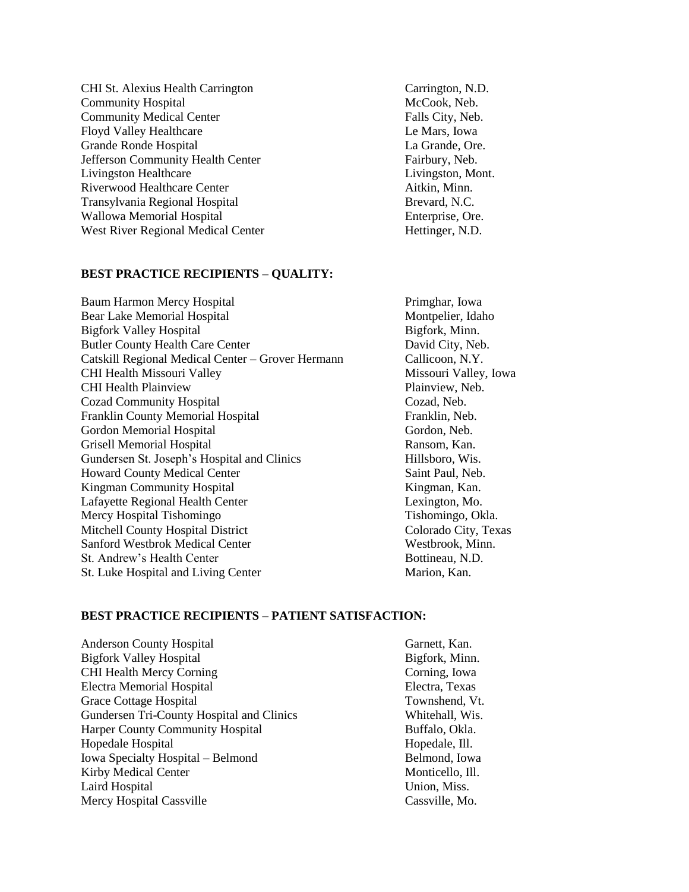| | |
|---|---|
| CHI St. Alexius Health Carrington | Carrington, N.D. |
| Community Hospital | McCook, Neb. |
| Community Medical Center | Falls City, Neb. |
| Floyd Valley Healthcare | Le Mars, Iowa |
| Grande Ronde Hospital | La Grande, Ore. |
| Jefferson Community Health Center | Fairbury, Neb. |
| Livingston Healthcare | Livingston, Mont. |
| Riverwood Healthcare Center | Aitkin, Minn. |
| Transylvania Regional Hospital | Brevard, N.C. |
| Wallowa Memorial Hospital | Enterprise, Ore. |
| West River Regional Medical Center | Hettinger, N.D. |

**BEST PRACTICE RECIPIENTS – QUALITY:**

| | |
|---|---|
| Baum Harmon Mercy Hospital | Primghar, Iowa |
| Bear Lake Memorial Hospital | Montpelier, Idaho |
| Bigfork Valley Hospital | Bigfork, Minn. |
| Butler County Health Care Center | David City, Neb. |
| Catskill Regional Medical Center – Grover Hermann | Callicoon, N.Y. |
| CHI Health Missouri Valley | Missouri Valley, Iowa |
| CHI Health Plainview | Plainview, Neb. |
| Cozad Community Hospital | Cozad, Neb. |
| Franklin County Memorial Hospital | Franklin, Neb. |
| Gordon Memorial Hospital | Gordon, Neb. |
| Grisell Memorial Hospital | Ransom, Kan. |
| Gundersen St. Joseph's Hospital and Clinics | Hillsboro, Wis. |
| Howard County Medical Center | Saint Paul, Neb. |
| Kingman Community Hospital | Kingman, Kan. |
| Lafayette Regional Health Center | Lexington, Mo. |
| Mercy Hospital Tishomingo | Tishomingo, Okla. |
| Mitchell County Hospital District | Colorado City, Texas |
| Sanford Westbrok Medical Center | Westbrook, Minn. |
| St. Andrew's Health Center | Bottineau, N.D. |
| St. Luke Hospital and Living Center | Marion, Kan. |

**BEST PRACTICE RECIPIENTS – PATIENT SATISFACTION:**

| | |
|---|---|
| Anderson County Hospital | Garnett, Kan. |
| Bigfork Valley Hospital | Bigfork, Minn. |
| CHI Health Mercy Corning | Corning, Iowa |
| Electra Memorial Hospital | Electra, Texas |
| Grace Cottage Hospital | Townshend, Vt. |
| Gundersen Tri-County Hospital and Clinics | Whitehall, Wis. |
| Harper County Community Hospital | Buffalo, Okla. |
| Hopedale Hospital | Hopedale, Ill. |
| Iowa Specialty Hospital – Belmond | Belmond, Iowa |
| Kirby Medical Center | Monticello, Ill. |
| Laird Hospital | Union, Miss. |
| Mercy Hospital Cassville | Cassville, Mo. |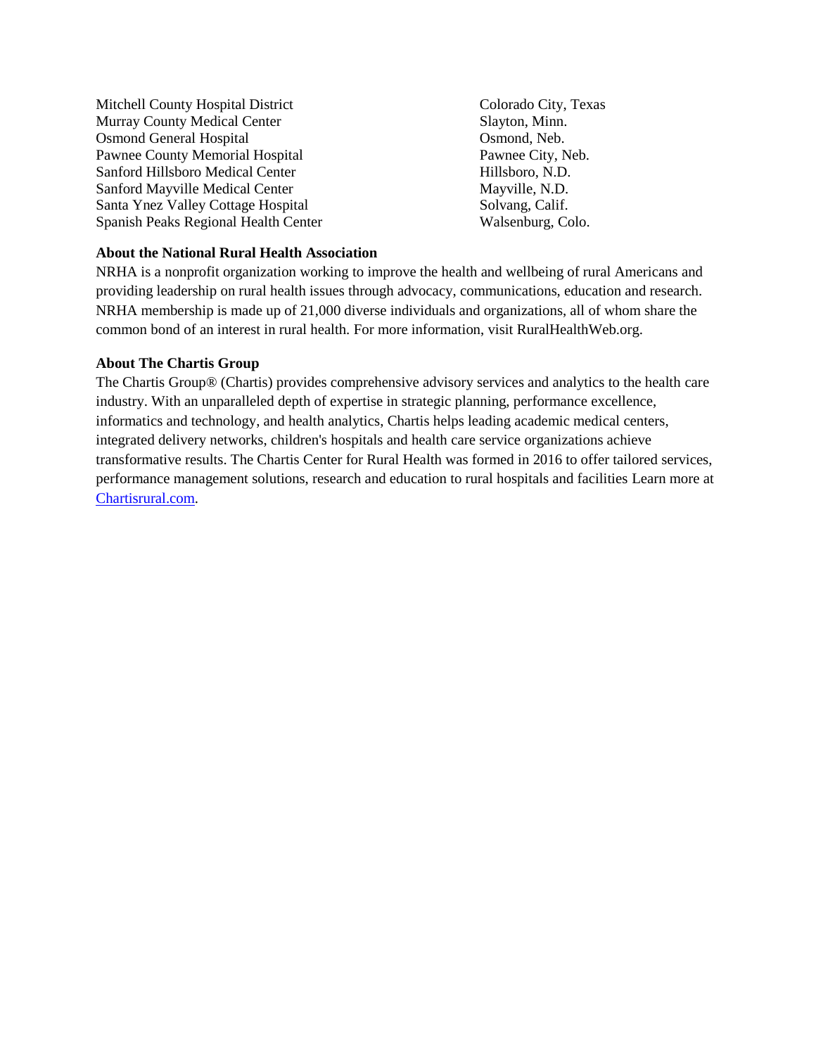| | |
|---|---|
| Mitchell County Hospital District | Colorado City, Texas |
| Murray County Medical Center | Slayton, Minn. |
| Osmond General Hospital | Osmond, Neb. |
| Pawnee County Memorial Hospital | Pawnee City, Neb. |
| Sanford Hillsboro Medical Center | Hillsboro, N.D. |
| Sanford Mayville Medical Center | Mayville, N.D. |
| Santa Ynez Valley Cottage Hospital | Solvang, Calif. |
| Spanish Peaks Regional Health Center | Walsenburg, Colo. |

**About the National Rural Health Association**

NRHA is a nonprofit organization working to improve the health and wellbeing of rural Americans and providing leadership on rural health issues through advocacy, communications, education and research. NRHA membership is made up of 21,000 diverse individuals and organizations, all of whom share the common bond of an interest in rural health. For more information, visit RuralHealthWeb.org.

**About The Chartis Group**

The Chartis Group® (Chartis) provides comprehensive advisory services and analytics to the health care industry. With an unparalleled depth of expertise in strategic planning, performance excellence, informatics and technology, and health analytics, Chartis helps leading academic medical centers, integrated delivery networks, children's hospitals and health care service organizations achieve transformative results. The Chartis Center for Rural Health was formed in 2016 to offer tailored services, performance management solutions, research and education to rural hospitals and facilities Learn more at Chartisrural.com.